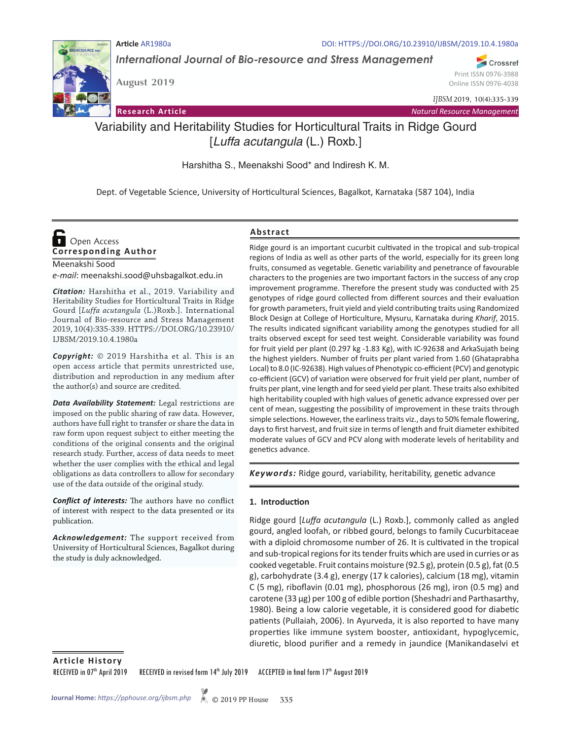Article AR1980a

DOI: HTTPS://DOI.ORG/10.23910/IJBSM/2019.10.4.1980a

*International Journal of Bio-resource and Stress Management*

August 2019

Print ISSN 0976-3988
Online ISSN 0976-4038

*IJBSM* 2019, 10(4):335-339

**Research Article** — *Natural Resource Management*

# Variability and Heritability Studies for Horticultural Traits in Ridge Gourd [*Luffa acutangula* (L.) Roxb.]

Harshitha S., Meenakshi Sood* and Indiresh K. M.

Dept. of Vegetable Science, University of Horticultural Sciences, Bagalkot, Karnataka (587 104), India

Open Access

**Corresponding Author**

Meenakshi Sood

*e-mail*: meenakshi.sood@uhsbagalkot.edu.in

***Citation:*** Harshitha et al., 2019. Variability and Heritability Studies for Horticultural Traits in Ridge Gourd [*Luffa acutangula* (L.)Roxb.]. International Journal of Bio-resource and Stress Management 2019, 10(4):335-339. HTTPS://DOI.ORG/10.23910/IJBSM/2019.10.4.1980a

***Copyright:*** © 2019 Harshitha et al. This is an open access article that permits unrestricted use, distribution and reproduction in any medium after the author(s) and source are credited.

***Data Availability Statement:*** Legal restrictions are imposed on the public sharing of raw data. However, authors have full right to transfer or share the data in raw form upon request subject to either meeting the conditions of the original consents and the original research study. Further, access of data needs to meet whether the user complies with the ethical and legal obligations as data controllers to allow for secondary use of the data outside of the original study.

***Conflict of interests:*** The authors have no conflict of interest with respect to the data presented or its publication.

***Acknowledgement:*** The support received from University of Horticultural Sciences, Bagalkot during the study is duly acknowledged.

## Abstract

Ridge gourd is an important cucurbit cultivated in the tropical and sub-tropical regions of India as well as other parts of the world, especially for its green long fruits, consumed as vegetable. Genetic variability and penetrance of favourable characters to the progenies are two important factors in the success of any crop improvement programme. Therefore the present study was conducted with 25 genotypes of ridge gourd collected from different sources and their evaluation for growth parameters, fruit yield and yield contributing traits using Randomized Block Design at College of Horticulture, Mysuru, Karnataka during *Kharif*, 2015. The results indicated significant variability among the genotypes studied for all traits observed except for seed test weight. Considerable variability was found for fruit yield per plant (0.297 kg -1.83 Kg), with IC-92638 and ArkaSujath being the highest yielders. Number of fruits per plant varied from 1.60 (Ghataprabha Local) to 8.0 (IC-92638). High values of Phenotypic co-efficient (PCV) and genotypic co-efficient (GCV) of variation were observed for fruit yield per plant, number of fruits per plant, vine length and for seed yield per plant. These traits also exhibited high heritability coupled with high values of genetic advance expressed over per cent of mean, suggesting the possibility of improvement in these traits through simple selections. However, the earliness traits viz., days to 50% female flowering, days to first harvest, and fruit size in terms of length and fruit diameter exhibited moderate values of GCV and PCV along with moderate levels of heritability and genetics advance.

***Keywords:*** Ridge gourd, variability, heritability, genetic advance

## 1. Introduction

Ridge gourd [*Luffa acutangula* (L.) Roxb.], commonly called as angled gourd, angled loofah, or ribbed gourd, belongs to family Cucurbitaceae with a diploid chromosome number of 26. It is cultivated in the tropical and sub-tropical regions for its tender fruits which are used in curries or as cooked vegetable. Fruit contains moisture (92.5 g), protein (0.5 g), fat (0.5 g), carbohydrate (3.4 g), energy (17 k calories), calcium (18 mg), vitamin C (5 mg), riboflavin (0.01 mg), phosphorous (26 mg), iron (0.5 mg) and carotene (33 µg) per 100 g of edible portion (Sheshadri and Parthasarthy, 1980). Being a low calorie vegetable, it is considered good for diabetic patients (Pullaiah, 2006). In Ayurveda, it is also reported to have many properties like immune system booster, antioxidant, hypoglycemic, diuretic, blood purifier and a remedy in jaundice (Manikandaselvi et

**Article History**

RECEIVED in 07[th] April 2019 RECEIVED in revised form 14[th] July 2019 ACCEPTED in final form 17[th] August 2019

Journal Home: *https://pphouse.org/ijbsm.php* © 2019 PP House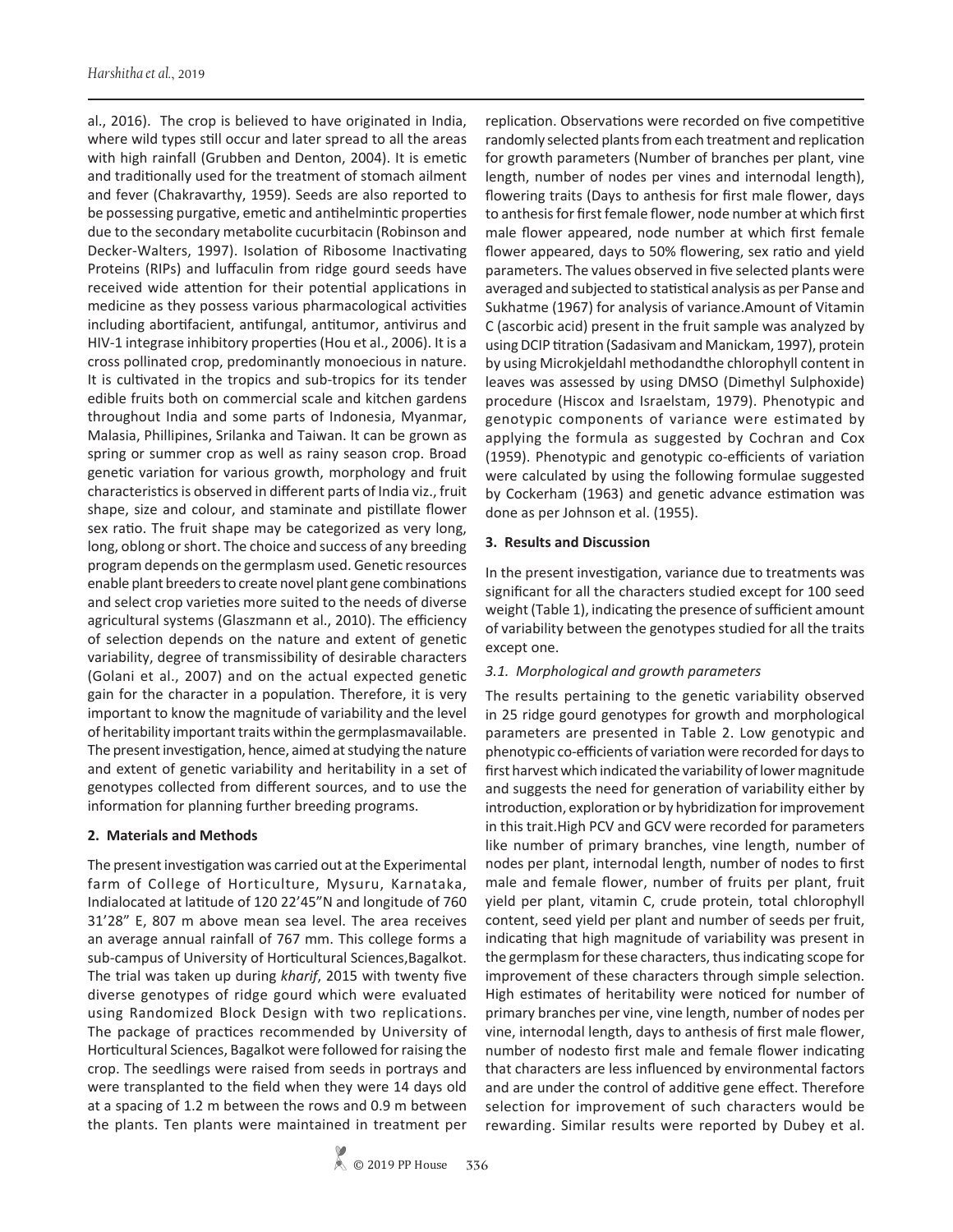al., 2016). The crop is believed to have originated in India, where wild types still occur and later spread to all the areas with high rainfall (Grubben and Denton, 2004). It is emetic and traditionally used for the treatment of stomach ailment and fever (Chakravarthy, 1959). Seeds are also reported to be possessing purgative, emetic and antihelmintic properties due to the secondary metabolite cucurbitacin (Robinson and Decker-Walters, 1997). Isolation of Ribosome Inactivating Proteins (RIPs) and luffaculin from ridge gourd seeds have received wide attention for their potential applications in medicine as they possess various pharmacological activities including abortifacient, antifungal, antitumor, antivirus and HIV-1 integrase inhibitory properties (Hou et al., 2006). It is a cross pollinated crop, predominantly monoecious in nature. It is cultivated in the tropics and sub-tropics for its tender edible fruits both on commercial scale and kitchen gardens throughout India and some parts of Indonesia, Myanmar, Malasia, Phillipines, Srilanka and Taiwan. It can be grown as spring or summer crop as well as rainy season crop. Broad genetic variation for various growth, morphology and fruit characteristics is observed in different parts of India viz., fruit shape, size and colour, and staminate and pistillate flower sex ratio. The fruit shape may be categorized as very long, long, oblong or short. The choice and success of any breeding program depends on the germplasm used. Genetic resources enable plant breeders to create novel plant gene combinations and select crop varieties more suited to the needs of diverse agricultural systems (Glaszmann et al., 2010). The efficiency of selection depends on the nature and extent of genetic variability, degree of transmissibility of desirable characters (Golani et al., 2007) and on the actual expected genetic gain for the character in a population. Therefore, it is very important to know the magnitude of variability and the level of heritability important traits within the germplasmavailable. The present investigation, hence, aimed at studying the nature and extent of genetic variability and heritability in a set of genotypes collected from different sources, and to use the information for planning further breeding programs.

## 2. Materials and Methods

The present investigation was carried out at the Experimental farm of College of Horticulture, Mysuru, Karnataka, Indialocated at latitude of 120 22'45"N and longitude of 760 31'28" E, 807 m above mean sea level. The area receives an average annual rainfall of 767 mm. This college forms a sub-campus of University of Horticultural Sciences,Bagalkot. The trial was taken up during *kharif*, 2015 with twenty five diverse genotypes of ridge gourd which were evaluated using Randomized Block Design with two replications. The package of practices recommended by University of Horticultural Sciences, Bagalkot were followed for raising the crop. The seedlings were raised from seeds in portrays and were transplanted to the field when they were 14 days old at a spacing of 1.2 m between the rows and 0.9 m between the plants. Ten plants were maintained in treatment per replication. Observations were recorded on five competitive randomly selected plants from each treatment and replication for growth parameters (Number of branches per plant, vine length, number of nodes per vines and internodal length), flowering traits (Days to anthesis for first male flower, days to anthesis for first female flower, node number at which first male flower appeared, node number at which first female flower appeared, days to 50% flowering, sex ratio and yield parameters. The values observed in five selected plants were averaged and subjected to statistical analysis as per Panse and Sukhatme (1967) for analysis of variance.Amount of Vitamin C (ascorbic acid) present in the fruit sample was analyzed by using DCIP titration (Sadasivam and Manickam, 1997), protein by using Microkjeldahl methodandthe chlorophyll content in leaves was assessed by using DMSO (Dimethyl Sulphoxide) procedure (Hiscox and Israelstam, 1979). Phenotypic and genotypic components of variance were estimated by applying the formula as suggested by Cochran and Cox (1959). Phenotypic and genotypic co-efficients of variation were calculated by using the following formulae suggested by Cockerham (1963) and genetic advance estimation was done as per Johnson et al. (1955).

## 3. Results and Discussion

In the present investigation, variance due to treatments was significant for all the characters studied except for 100 seed weight (Table 1), indicating the presence of sufficient amount of variability between the genotypes studied for all the traits except one.

### *3.1. Morphological and growth parameters*

The results pertaining to the genetic variability observed in 25 ridge gourd genotypes for growth and morphological parameters are presented in Table 2. Low genotypic and phenotypic co-efficients of variation were recorded for days to first harvest which indicated the variability of lower magnitude and suggests the need for generation of variability either by introduction, exploration or by hybridization for improvement in this trait.High PCV and GCV were recorded for parameters like number of primary branches, vine length, number of nodes per plant, internodal length, number of nodes to first male and female flower, number of fruits per plant, fruit yield per plant, vitamin C, crude protein, total chlorophyll content, seed yield per plant and number of seeds per fruit, indicating that high magnitude of variability was present in the germplasm for these characters, thus indicating scope for improvement of these characters through simple selection. High estimates of heritability were noticed for number of primary branches per vine, vine length, number of nodes per vine, internodal length, days to anthesis of first male flower, number of nodesto first male and female flower indicating that characters are less influenced by environmental factors and are under the control of additive gene effect. Therefore selection for improvement of such characters would be rewarding. Similar results were reported by Dubey et al.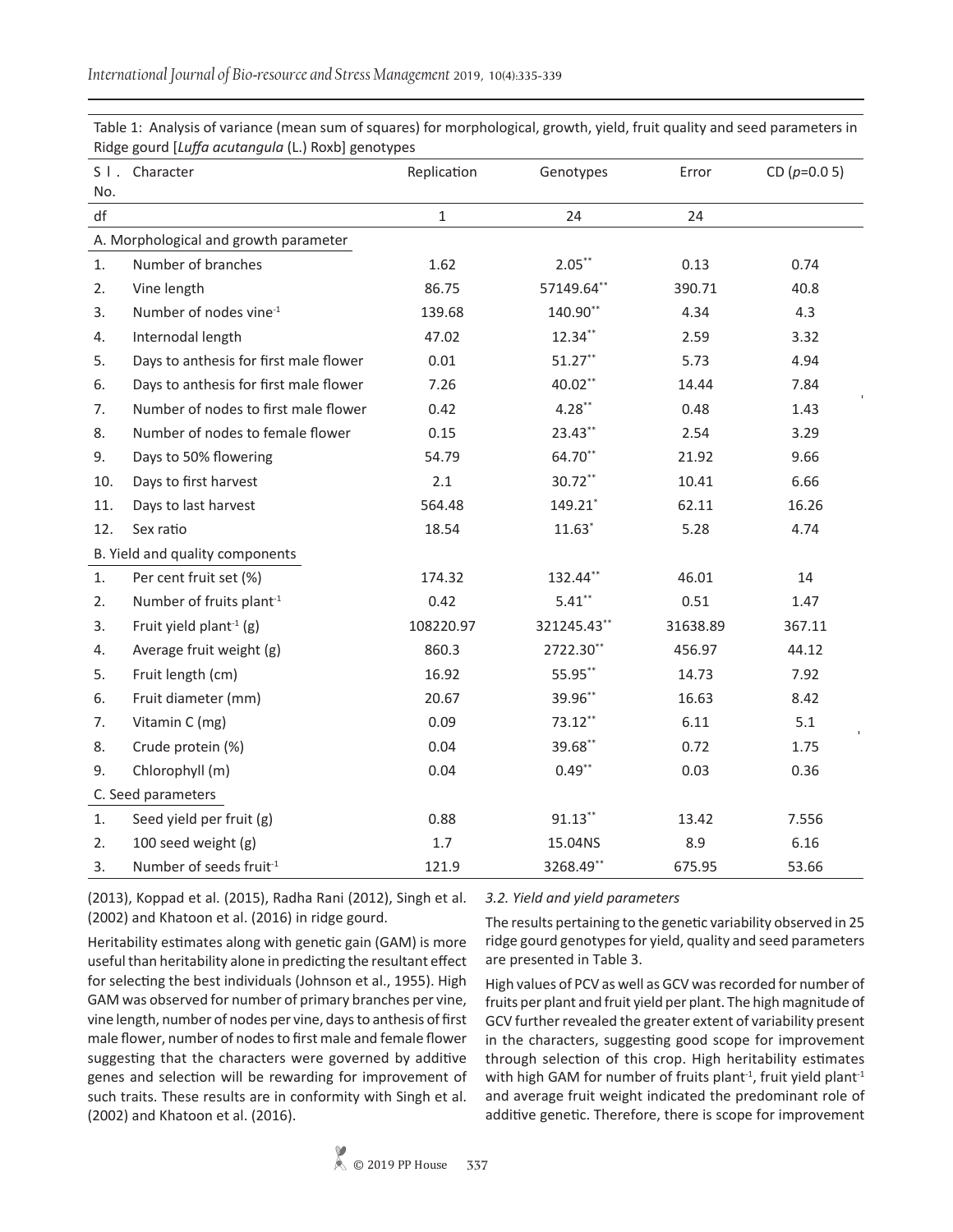Table 1: Analysis of variance (mean sum of squares) for morphological, growth, yield, fruit quality and seed parameters in Ridge gourd [*Luffa acutangula* (L.) Roxb] genotypes

| Sl. No. | Character | Replication | Genotypes | Error | CD ($p$=0.05) |
|---|---|---|---|---|---|
| df | | 1 | 24 | 24 | |
| A. Morphological and growth parameter | | | | | |
| 1. | Number of branches | 1.62 | 2.05** | 0.13 | 0.74 |
| 2. | Vine length | 86.75 | 57149.64** | 390.71 | 40.8 |
| 3. | Number of nodes vine$^{-1}$ | 139.68 | 140.90** | 4.34 | 4.3 |
| 4. | Internodal length | 47.02 | 12.34** | 2.59 | 3.32 |
| 5. | Days to anthesis for first male flower | 0.01 | 51.27** | 5.73 | 4.94 |
| 6. | Days to anthesis for first male flower | 7.26 | 40.02** | 14.44 | 7.84 |
| 7. | Number of nodes to first male flower | 0.42 | 4.28** | 0.48 | 1.43 |
| 8. | Number of nodes to female flower | 0.15 | 23.43** | 2.54 | 3.29 |
| 9. | Days to 50% flowering | 54.79 | 64.70** | 21.92 | 9.66 |
| 10. | Days to first harvest | 2.1 | 30.72** | 10.41 | 6.66 |
| 11. | Days to last harvest | 564.48 | 149.21* | 62.11 | 16.26 |
| 12. | Sex ratio | 18.54 | 11.63* | 5.28 | 4.74 |
| B. Yield and quality components | | | | | |
| 1. | Per cent fruit set (%) | 174.32 | 132.44** | 46.01 | 14 |
| 2. | Number of fruits plant$^{-1}$ | 0.42 | 5.41** | 0.51 | 1.47 |
| 3. | Fruit yield plant$^{-1}$ (g) | 108220.97 | 321245.43** | 31638.89 | 367.11 |
| 4. | Average fruit weight (g) | 860.3 | 2722.30** | 456.97 | 44.12 |
| 5. | Fruit length (cm) | 16.92 | 55.95** | 14.73 | 7.92 |
| 6. | Fruit diameter (mm) | 20.67 | 39.96** | 16.63 | 8.42 |
| 7. | Vitamin C (mg) | 0.09 | 73.12** | 6.11 | 5.1 |
| 8. | Crude protein (%) | 0.04 | 39.68** | 0.72 | 1.75 |
| 9. | Chlorophyll (m) | 0.04 | 0.49** | 0.03 | 0.36 |
| C. Seed parameters | | | | | |
| 1. | Seed yield per fruit (g) | 0.88 | 91.13** | 13.42 | 7.556 |
| 2. | 100 seed weight (g) | 1.7 | 15.04NS | 8.9 | 6.16 |
| 3. | Number of seeds fruit$^{-1}$ | 121.9 | 3268.49** | 675.95 | 53.66 |

(2013), Koppad et al. (2015), Radha Rani (2012), Singh et al. (2002) and Khatoon et al. (2016) in ridge gourd.

Heritability estimates along with genetic gain (GAM) is more useful than heritability alone in predicting the resultant effect for selecting the best individuals (Johnson et al., 1955). High GAM was observed for number of primary branches per vine, vine length, number of nodes per vine, days to anthesis of first male flower, number of nodes to first male and female flower suggesting that the characters were governed by additive genes and selection will be rewarding for improvement of such traits. These results are in conformity with Singh et al. (2002) and Khatoon et al. (2016).

### *3.2. Yield and yield parameters*

The results pertaining to the genetic variability observed in 25 ridge gourd genotypes for yield, quality and seed parameters are presented in Table 3.

High values of PCV as well as GCV was recorded for number of fruits per plant and fruit yield per plant. The high magnitude of GCV further revealed the greater extent of variability present in the characters, suggesting good scope for improvement through selection of this crop. High heritability estimates with high GAM for number of fruits plant$^{-1}$, fruit yield plant$^{-1}$ and average fruit weight indicated the predominant role of additive genetic. Therefore, there is scope for improvement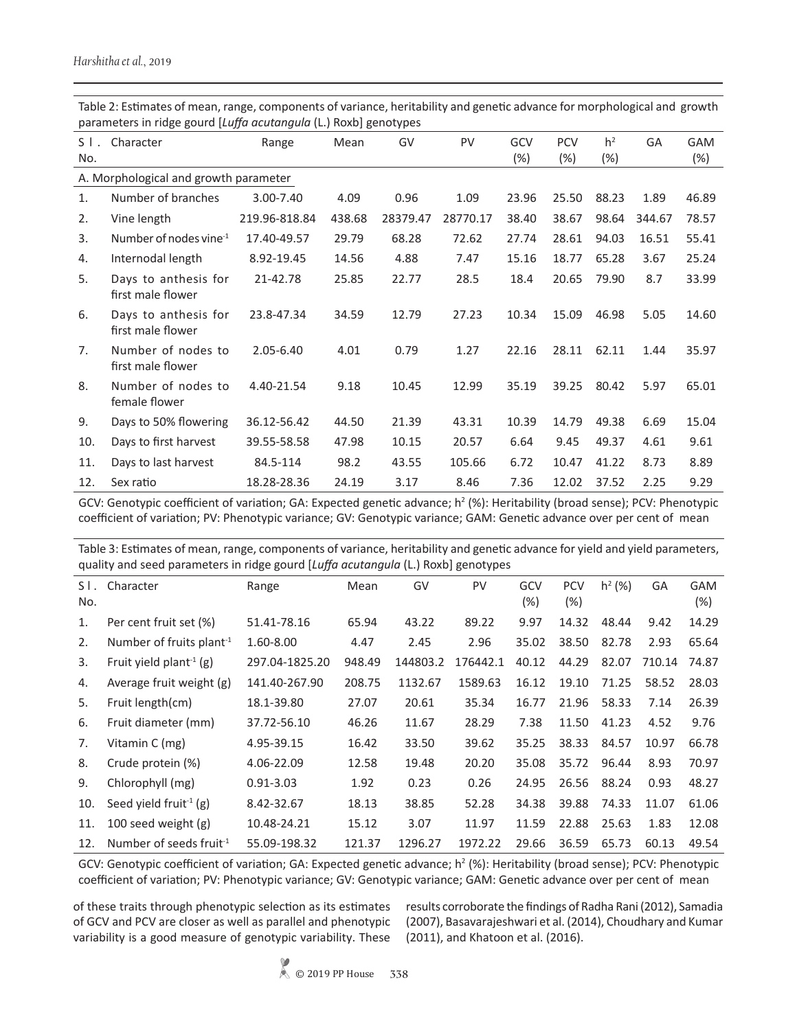Table 2: Estimates of mean, range, components of variance, heritability and genetic advance for morphological and growth parameters in ridge gourd [*Luffa acutangula* (L.) Roxb] genotypes

| Sl. No. | Character | Range | Mean | GV | PV | GCV (%) | PCV (%) | $h^2$ (%) | GA | GAM (%) |
|---|---|---|---|---|---|---|---|---|---|---|
| A. Morphological and growth parameter | | | | | | | | | | |
| 1. | Number of branches | 3.00-7.40 | 4.09 | 0.96 | 1.09 | 23.96 | 25.50 | 88.23 | 1.89 | 46.89 |
| 2. | Vine length | 219.96-818.84 | 438.68 | 28379.47 | 28770.17 | 38.40 | 38.67 | 98.64 | 344.67 | 78.57 |
| 3. | Number of nodes vine$^{-1}$ | 17.40-49.57 | 29.79 | 68.28 | 72.62 | 27.74 | 28.61 | 94.03 | 16.51 | 55.41 |
| 4. | Internodal length | 8.92-19.45 | 14.56 | 4.88 | 7.47 | 15.16 | 18.77 | 65.28 | 3.67 | 25.24 |
| 5. | Days to anthesis for first male flower | 21-42.78 | 25.85 | 22.77 | 28.5 | 18.4 | 20.65 | 79.90 | 8.7 | 33.99 |
| 6. | Days to anthesis for first male flower | 23.8-47.34 | 34.59 | 12.79 | 27.23 | 10.34 | 15.09 | 46.98 | 5.05 | 14.60 |
| 7. | Number of nodes to first male flower | 2.05-6.40 | 4.01 | 0.79 | 1.27 | 22.16 | 28.11 | 62.11 | 1.44 | 35.97 |
| 8. | Number of nodes to female flower | 4.40-21.54 | 9.18 | 10.45 | 12.99 | 35.19 | 39.25 | 80.42 | 5.97 | 65.01 |
| 9. | Days to 50% flowering | 36.12-56.42 | 44.50 | 21.39 | 43.31 | 10.39 | 14.79 | 49.38 | 6.69 | 15.04 |
| 10. | Days to first harvest | 39.55-58.58 | 47.98 | 10.15 | 20.57 | 6.64 | 9.45 | 49.37 | 4.61 | 9.61 |
| 11. | Days to last harvest | 84.5-114 | 98.2 | 43.55 | 105.66 | 6.72 | 10.47 | 41.22 | 8.73 | 8.89 |
| 12. | Sex ratio | 18.28-28.36 | 24.19 | 3.17 | 8.46 | 7.36 | 12.02 | 37.52 | 2.25 | 9.29 |

GCV: Genotypic coefficient of variation; GA: Expected genetic advance; $h^2$ (%): Heritability (broad sense); PCV: Phenotypic coefficient of variation; PV: Phenotypic variance; GV: Genotypic variance; GAM: Genetic advance over per cent of mean

Table 3: Estimates of mean, range, components of variance, heritability and genetic advance for yield and yield parameters, quality and seed parameters in ridge gourd [*Luffa acutangula* (L.) Roxb] genotypes

| Sl. No. | Character | Range | Mean | GV | PV | GCV (%) | PCV (%) | $h^2$ (%) | GA | GAM (%) |
|---|---|---|---|---|---|---|---|---|---|---|
| 1. | Per cent fruit set (%) | 51.41-78.16 | 65.94 | 43.22 | 89.22 | 9.97 | 14.32 | 48.44 | 9.42 | 14.29 |
| 2. | Number of fruits plant$^{-1}$ | 1.60-8.00 | 4.47 | 2.45 | 2.96 | 35.02 | 38.50 | 82.78 | 2.93 | 65.64 |
| 3. | Fruit yield plant$^{-1}$ (g) | 297.04-1825.20 | 948.49 | 144803.2 | 176442.1 | 40.12 | 44.29 | 82.07 | 710.14 | 74.87 |
| 4. | Average fruit weight (g) | 141.40-267.90 | 208.75 | 1132.67 | 1589.63 | 16.12 | 19.10 | 71.25 | 58.52 | 28.03 |
| 5. | Fruit length(cm) | 18.1-39.80 | 27.07 | 20.61 | 35.34 | 16.77 | 21.96 | 58.33 | 7.14 | 26.39 |
| 6. | Fruit diameter (mm) | 37.72-56.10 | 46.26 | 11.67 | 28.29 | 7.38 | 11.50 | 41.23 | 4.52 | 9.76 |
| 7. | Vitamin C (mg) | 4.95-39.15 | 16.42 | 33.50 | 39.62 | 35.25 | 38.33 | 84.57 | 10.97 | 66.78 |
| 8. | Crude protein (%) | 4.06-22.09 | 12.58 | 19.48 | 20.20 | 35.08 | 35.72 | 96.44 | 8.93 | 70.97 |
| 9. | Chlorophyll (mg) | 0.91-3.03 | 1.92 | 0.23 | 0.26 | 24.95 | 26.56 | 88.24 | 0.93 | 48.27 |
| 10. | Seed yield fruit$^{-1}$ (g) | 8.42-32.67 | 18.13 | 38.85 | 52.28 | 34.38 | 39.88 | 74.33 | 11.07 | 61.06 |
| 11. | 100 seed weight (g) | 10.48-24.21 | 15.12 | 3.07 | 11.97 | 11.59 | 22.88 | 25.63 | 1.83 | 12.08 |
| 12. | Number of seeds fruit$^{-1}$ | 55.09-198.32 | 121.37 | 1296.27 | 1972.22 | 29.66 | 36.59 | 65.73 | 60.13 | 49.54 |

GCV: Genotypic coefficient of variation; GA: Expected genetic advance; $h^2$ (%): Heritability (broad sense); PCV: Phenotypic coefficient of variation; PV: Phenotypic variance; GV: Genotypic variance; GAM: Genetic advance over per cent of mean

of these traits through phenotypic selection as its estimates of GCV and PCV are closer as well as parallel and phenotypic variability is a good measure of genotypic variability. These results corroborate the findings of Radha Rani (2012), Samadia (2007), Basavarajeshwari et al. (2014), Choudhary and Kumar (2011), and Khatoon et al. (2016).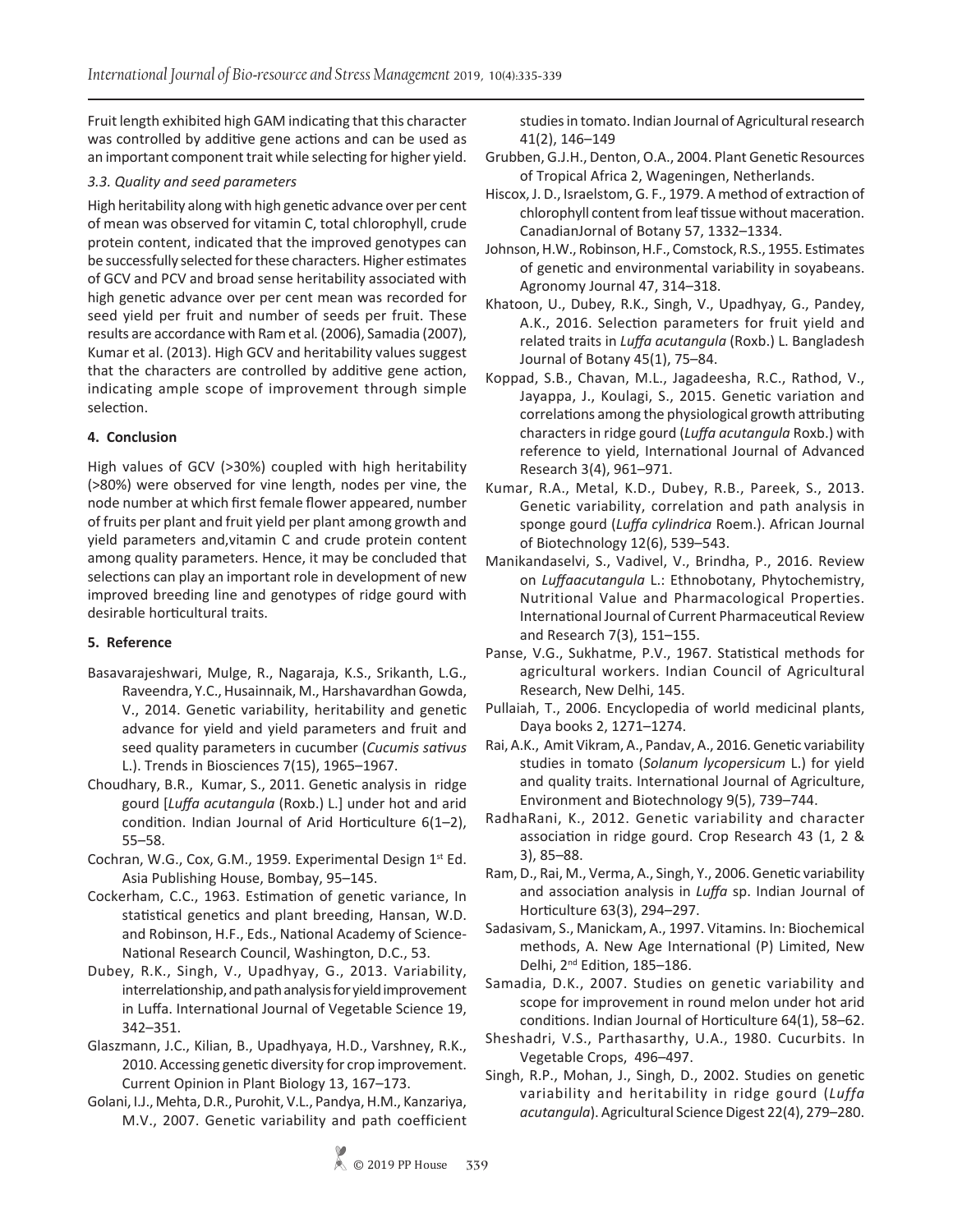Fruit length exhibited high GAM indicating that this character was controlled by additive gene actions and can be used as an important component trait while selecting for higher yield.

### *3.3. Quality and seed parameters*

High heritability along with high genetic advance over per cent of mean was observed for vitamin C, total chlorophyll, crude protein content, indicated that the improved genotypes can be successfully selected for these characters. Higher estimates of GCV and PCV and broad sense heritability associated with high genetic advance over per cent mean was recorded for seed yield per fruit and number of seeds per fruit. These results are accordance with Ram et al. (2006), Samadia (2007), Kumar et al. (2013). High GCV and heritability values suggest that the characters are controlled by additive gene action, indicating ample scope of improvement through simple selection.

## 4. Conclusion

High values of GCV (>30%) coupled with high heritability (>80%) were observed for vine length, nodes per vine, the node number at which first female flower appeared, number of fruits per plant and fruit yield per plant among growth and yield parameters and,vitamin C and crude protein content among quality parameters. Hence, it may be concluded that selections can play an important role in development of new improved breeding line and genotypes of ridge gourd with desirable horticultural traits.

## 5. Reference

Basavarajeshwari, Mulge, R., Nagaraja, K.S., Srikanth, L.G., Raveendra, Y.C., Husainnaik, M., Harshavardhan Gowda, V., 2014. Genetic variability, heritability and genetic advance for yield and yield parameters and fruit and seed quality parameters in cucumber (*Cucumis sativus* L.). Trends in Biosciences 7(15), 1965–1967.

Choudhary, B.R., Kumar, S., 2011. Genetic analysis in ridge gourd [*Luffa acutangula* (Roxb.) L.] under hot and arid condition. Indian Journal of Arid Horticulture 6(1–2), 55–58.

Cochran, W.G., Cox, G.M., 1959. Experimental Design 1st Ed. Asia Publishing House, Bombay, 95–145.

Cockerham, C.C., 1963. Estimation of genetic variance, In statistical genetics and plant breeding, Hansan, W.D. and Robinson, H.F., Eds., National Academy of Science-National Research Council, Washington, D.C., 53.

Dubey, R.K., Singh, V., Upadhyay, G., 2013. Variability, interrelationship, and path analysis for yield improvement in Luffa. International Journal of Vegetable Science 19, 342–351.

Glaszmann, J.C., Kilian, B., Upadhyaya, H.D., Varshney, R.K., 2010. Accessing genetic diversity for crop improvement. Current Opinion in Plant Biology 13, 167–173.

Golani, I.J., Mehta, D.R., Purohit, V.L., Pandya, H.M., Kanzariya, M.V., 2007. Genetic variability and path coefficient studies in tomato. Indian Journal of Agricultural research 41(2), 146–149

Grubben, G.J.H., Denton, O.A., 2004. Plant Genetic Resources of Tropical Africa 2, Wageningen, Netherlands.

Hiscox, J. D., Israelstom, G. F., 1979. A method of extraction of chlorophyll content from leaf tissue without maceration. CanadianJornal of Botany 57, 1332–1334.

Johnson, H.W., Robinson, H.F., Comstock, R.S., 1955. Estimates of genetic and environmental variability in soyabeans. Agronomy Journal 47, 314–318.

Khatoon, U., Dubey, R.K., Singh, V., Upadhyay, G., Pandey, A.K., 2016. Selection parameters for fruit yield and related traits in *Luffa acutangula* (Roxb.) L. Bangladesh Journal of Botany 45(1), 75–84.

Koppad, S.B., Chavan, M.L., Jagadeesha, R.C., Rathod, V., Jayappa, J., Koulagi, S., 2015. Genetic variation and correlations among the physiological growth attributing characters in ridge gourd (*Luffa acutangula* Roxb.) with reference to yield, International Journal of Advanced Research 3(4), 961–971.

Kumar, R.A., Metal, K.D., Dubey, R.B., Pareek, S., 2013. Genetic variability, correlation and path analysis in sponge gourd (*Luffa cylindrica* Roem.). African Journal of Biotechnology 12(6), 539–543.

Manikandaselvi, S., Vadivel, V., Brindha, P., 2016. Review on *Luffaacutangula* L.: Ethnobotany, Phytochemistry, Nutritional Value and Pharmacological Properties. International Journal of Current Pharmaceutical Review and Research 7(3), 151–155.

Panse, V.G., Sukhatme, P.V., 1967. Statistical methods for agricultural workers. Indian Council of Agricultural Research, New Delhi, 145.

Pullaiah, T., 2006. Encyclopedia of world medicinal plants, Daya books 2, 1271–1274.

Rai, A.K., Amit Vikram, A., Pandav, A., 2016. Genetic variability studies in tomato (*Solanum lycopersicum* L.) for yield and quality traits. International Journal of Agriculture, Environment and Biotechnology 9(5), 739–744.

RadhaRani, K., 2012. Genetic variability and character association in ridge gourd. Crop Research 43 (1, 2 & 3), 85–88.

Ram, D., Rai, M., Verma, A., Singh, Y., 2006. Genetic variability and association analysis in *Luffa* sp. Indian Journal of Horticulture 63(3), 294–297.

Sadasivam, S., Manickam, A., 1997. Vitamins. In: Biochemical methods, A. New Age International (P) Limited, New Delhi, 2nd Edition, 185–186.

Samadia, D.K., 2007. Studies on genetic variability and scope for improvement in round melon under hot arid conditions. Indian Journal of Horticulture 64(1), 58–62.

Sheshadri, V.S., Parthasarthy, U.A., 1980. Cucurbits. In Vegetable Crops, 496–497.

Singh, R.P., Mohan, J., Singh, D., 2002. Studies on genetic variability and heritability in ridge gourd (*Luffa acutangula*). Agricultural Science Digest 22(4), 279–280.